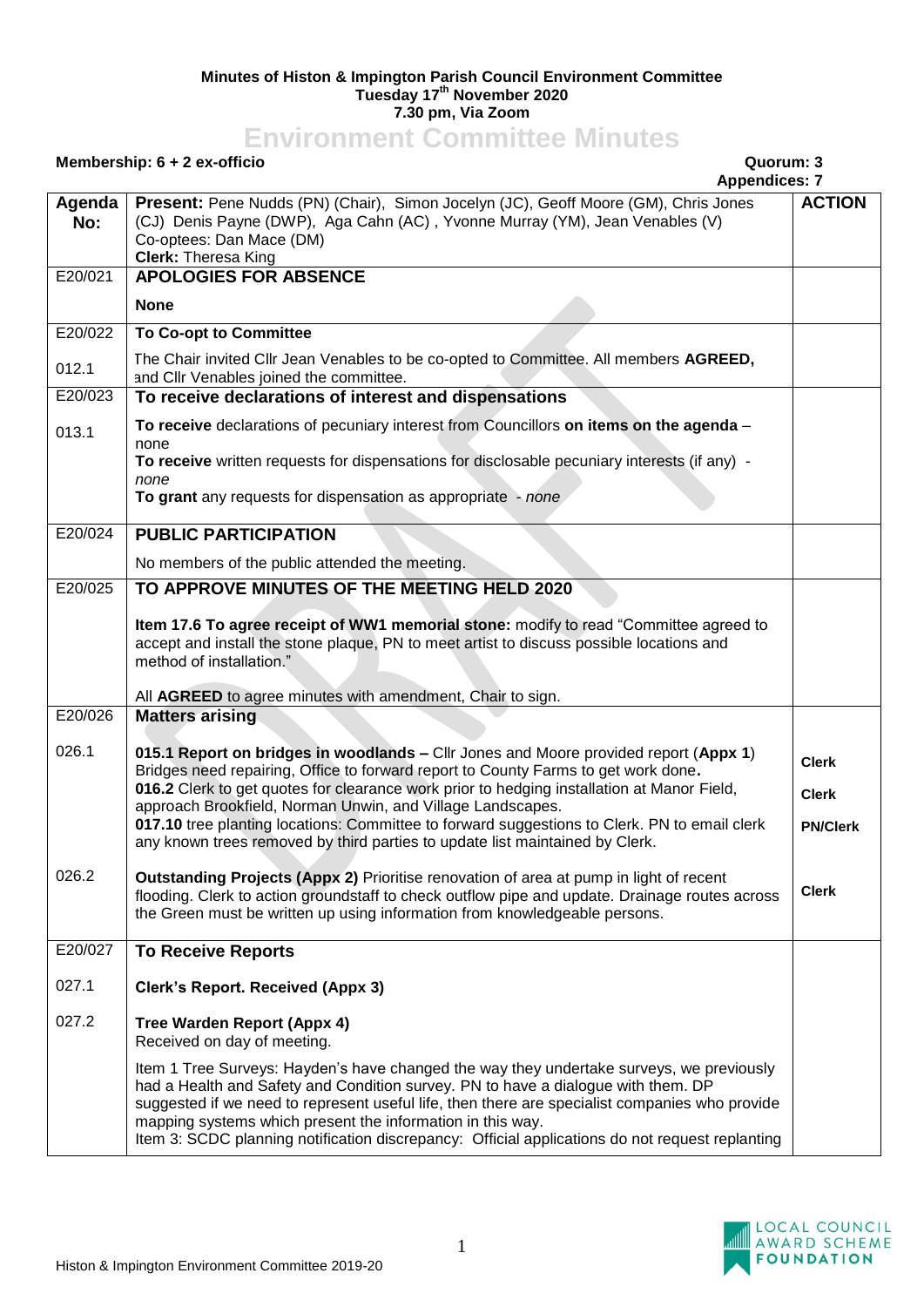**Minutes of Histon & Impington Parish Council Environment Committee**
**Tuesday 17th November 2020**
**7.30 pm, Via Zoom**

# Environment Committee Minutes

**Membership: 6 + 2 ex-officio** **Quorum: 3**
**Appendices: 7**

| Agenda No: | **Present:** Pene Nudds (PN) (Chair), Simon Jocelyn (JC), Geoff Moore (GM), Chris Jones (CJ) Denis Payne (DWP), Aga Cahn (AC) , Yvonne Murray (YM), Jean Venables (V) Co-optees: Dan Mace (DM) **Clerk:** Theresa King | **ACTION** |
|---|---|---|
| E20/021 | **APOLOGIES FOR ABSENCE** | |
| | **None** | |
| E20/022 | **To Co-opt to Committee** | |
| 012.1 | The Chair invited Cllr Jean Venables to be co-opted to Committee. All members **AGREED,** and Cllr Venables joined the committee. | |
| E20/023 | **To receive declarations of interest and dispensations** | |
| 013.1 | **To receive** declarations of pecuniary interest from Councillors **on items on the agenda** – none<br>**To receive** written requests for dispensations for disclosable pecuniary interests (if any) - *none*<br>**To grant** any requests for dispensation as appropriate - *none* | |
| E20/024 | **PUBLIC PARTICIPATION** | |
| | No members of the public attended the meeting. | |
| E20/025 | **TO APPROVE MINUTES OF THE MEETING HELD 2020** | |
| | **Item 17.6 To agree receipt of WW1 memorial stone:** modify to read "Committee agreed to accept and install the stone plaque, PN to meet artist to discuss possible locations and method of installation."<br><br>All **AGREED** to agree minutes with amendment, Chair to sign. | |
| E20/026 | **Matters arising** | |
| 026.1 | **015.1 Report on bridges in woodlands –** Cllr Jones and Moore provided report (**Appx 1**) Bridges need repairing, Office to forward report to County Farms to get work done**.**<br>**016.2** Clerk to get quotes for clearance work prior to hedging installation at Manor Field, approach Brookfield, Norman Unwin, and Village Landscapes.<br>**017.10** tree planting locations: Committee to forward suggestions to Clerk. PN to email clerk any known trees removed by third parties to update list maintained by Clerk. | **Clerk**<br><br>**Clerk**<br><br>**PN/Clerk** |
| 026.2 | **Outstanding Projects (Appx 2)** Prioritise renovation of area at pump in light of recent flooding. Clerk to action groundstaff to check outflow pipe and update. Drainage routes across the Green must be written up using information from knowledgeable persons. | **Clerk** |
| E20/027 | **To Receive Reports** | |
| 027.1 | **Clerk's Report. Received (Appx 3)** | |
| 027.2 | **Tree Warden Report (Appx 4)**<br>Received on day of meeting.<br><br>Item 1 Tree Surveys: Hayden's have changed the way they undertake surveys, we previously had a Health and Safety and Condition survey. PN to have a dialogue with them. DP suggested if we need to represent useful life, then there are specialist companies who provide mapping systems which present the information in this way.<br>Item 3: SCDC planning notification discrepancy: Official applications do not request replanting | |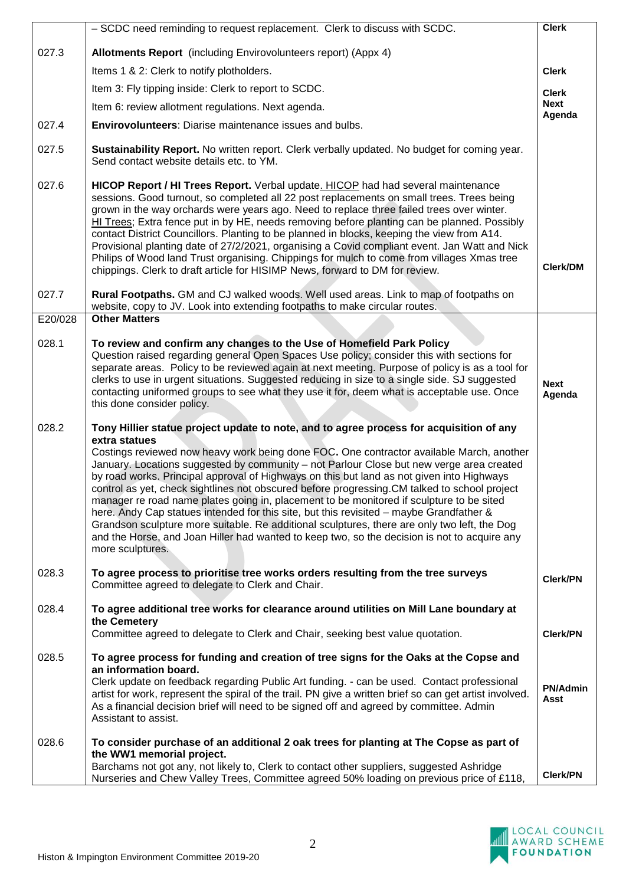| | | |
|---|---|---|
| | – SCDC need reminding to request replacement. Clerk to discuss with SCDC. | **Clerk** |
| 027.3 | **Allotments Report** (including Envirovolunteers report) (Appx 4)<br>Items 1 & 2: Clerk to notify plotholders.<br>Item 3: Fly tipping inside: Clerk to report to SCDC.<br>Item 6: review allotment regulations. Next agenda. | **Clerk**<br>**Clerk**<br>**Next Agenda** |
| 027.4 | **Envirovolunteers**: Diarise maintenance issues and bulbs. | |
| 027.5 | **Sustainability Report.** No written report. Clerk verbally updated. No budget for coming year. Send contact website details etc. to YM. | |
| 027.6 | **HICOP Report / HI Trees Report.** Verbal update. HICOP had had several maintenance sessions. Good turnout, so completed all 22 post replacements on small trees. Trees being grown in the way orchards were years ago. Need to replace three failed trees over winter. HI Trees; Extra fence put in by HE, needs removing before planting can be planned. Possibly contact District Councillors. Planting to be planned in blocks, keeping the view from A14. Provisional planting date of 27/2/2021, organising a Covid compliant event. Jan Watt and Nick Philips of Wood land Trust organising. Chippings for mulch to come from villages Xmas tree chippings. Clerk to draft article for HISIMP News, forward to DM for review. | **Clerk/DM** |
| 027.7 | **Rural Footpaths.** GM and CJ walked woods. Well used areas. Link to map of footpaths on website, copy to JV. Look into extending footpaths to make circular routes. | |
| E20/028 | **Other Matters** | |
| 028.1 | **To review and confirm any changes to the Use of Homefield Park Policy**<br>Question raised regarding general Open Spaces Use policy; consider this with sections for separate areas. Policy to be reviewed again at next meeting. Purpose of policy is as a tool for clerks to use in urgent situations. Suggested reducing in size to a single side. SJ suggested contacting uniformed groups to see what they use it for, deem what is acceptable use. Once this done consider policy. | **Next Agenda** |
| 028.2 | **Tony Hillier statue project update to note, and to agree process for acquisition of any extra statues**<br>Costings reviewed now heavy work being done FOC. One contractor available March, another January. Locations suggested by community – not Parlour Close but new verge area created by road works. Principal approval of Highways on this but land as not given into Highways control as yet, check sightlines not obscured before progressing.CM talked to school project manager re road name plates going in, placement to be monitored if sculpture to be sited here. Andy Cap statues intended for this site, but this revisited – maybe Grandfather & Grandson sculpture more suitable. Re additional sculptures, there are only two left, the Dog and the Horse, and Joan Hiller had wanted to keep two, so the decision is not to acquire any more sculptures. | |
| 028.3 | **To agree process to prioritise tree works orders resulting from the tree surveys**<br>Committee agreed to delegate to Clerk and Chair. | **Clerk/PN** |
| 028.4 | **To agree additional tree works for clearance around utilities on Mill Lane boundary at the Cemetery**<br>Committee agreed to delegate to Clerk and Chair, seeking best value quotation. | **Clerk/PN** |
| 028.5 | **To agree process for funding and creation of tree signs for the Oaks at the Copse and an information board.**<br>Clerk update on feedback regarding Public Art funding. - can be used. Contact professional artist for work, represent the spiral of the trail. PN give a written brief so can get artist involved. As a financial decision brief will need to be signed off and agreed by committee. Admin Assistant to assist. | **PN/Admin Asst** |
| 028.6 | **To consider purchase of an additional 2 oak trees for planting at The Copse as part of the WW1 memorial project.**<br>Barchams not got any, not likely to, Clerk to contact other suppliers, suggested Ashridge Nurseries and Chew Valley Trees, Committee agreed 50% loading on previous price of £118, | **Clerk/PN** |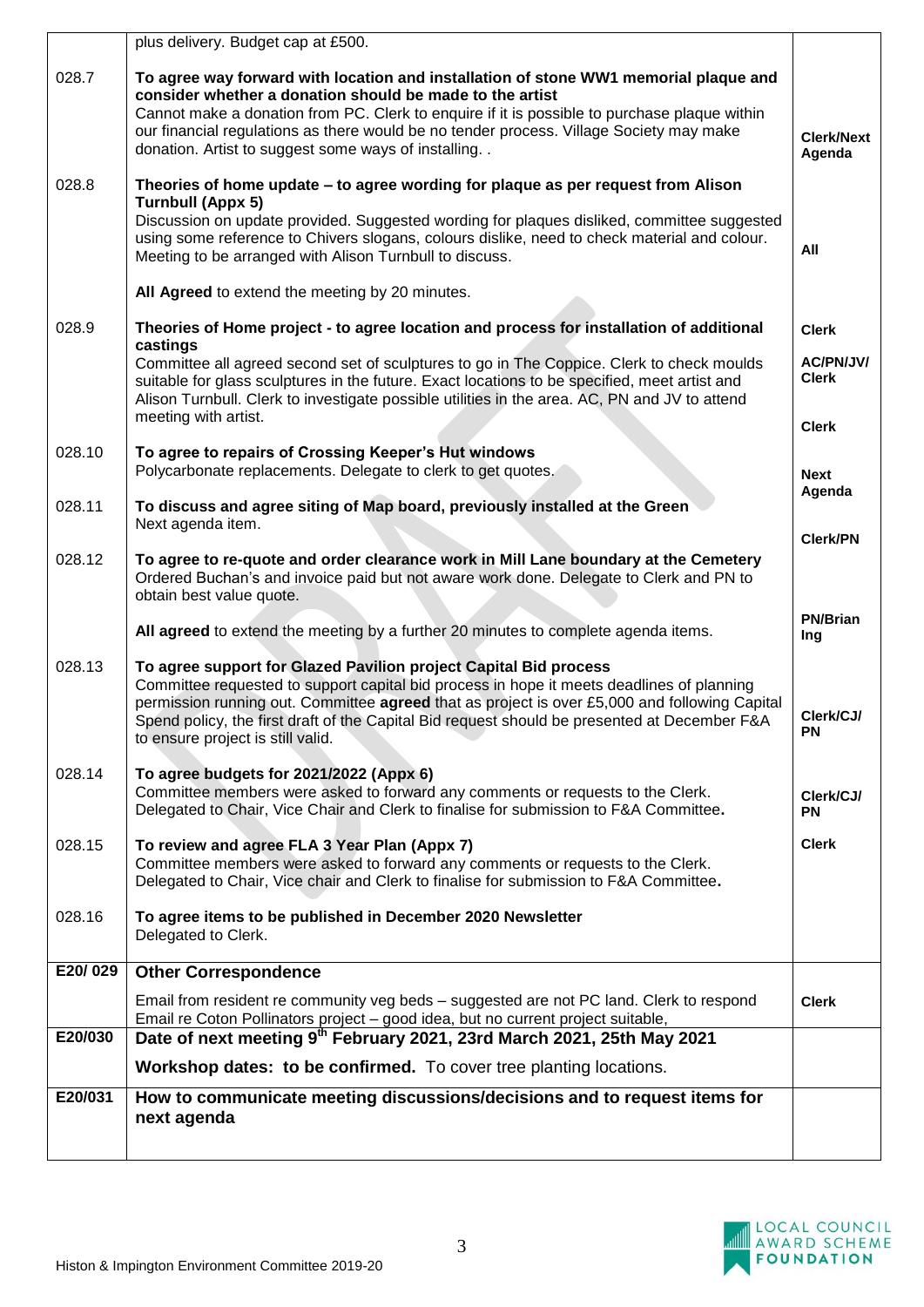| | | |
|---|---|---|
| | plus delivery. Budget cap at £500. | |
| 028.7 | **To agree way forward with location and installation of stone WW1 memorial plaque and consider whether a donation should be made to the artist**<br>Cannot make a donation from PC. Clerk to enquire if it is possible to purchase plaque within our financial regulations as there would be no tender process. Village Society may make donation. Artist to suggest some ways of installing. . | **Clerk/Next Agenda** |
| 028.8 | **Theories of home update – to agree wording for plaque as per request from Alison Turnbull (Appx 5)**<br>Discussion on update provided. Suggested wording for plaques disliked, committee suggested using some reference to Chivers slogans, colours dislike, need to check material and colour. Meeting to be arranged with Alison Turnbull to discuss.<br><br>**All Agreed** to extend the meeting by 20 minutes. | **All** |
| 028.9 | **Theories of Home project - to agree location and process for installation of additional castings**<br>Committee all agreed second set of sculptures to go in The Coppice. Clerk to check moulds suitable for glass sculptures in the future. Exact locations to be specified, meet artist and Alison Turnbull. Clerk to investigate possible utilities in the area. AC, PN and JV to attend meeting with artist. | **Clerk**<br>**AC/PN/JV/ Clerk**<br>**Clerk** |
| 028.10 | **To agree to repairs of Crossing Keeper's Hut windows**<br>Polycarbonate replacements. Delegate to clerk to get quotes. | **Next Agenda** |
| 028.11 | **To discuss and agree siting of Map board, previously installed at the Green**<br>Next agenda item. | |
| 028.12 | **To agree to re-quote and order clearance work in Mill Lane boundary at the Cemetery**<br>Ordered Buchan's and invoice paid but not aware work done. Delegate to Clerk and PN to obtain best value quote.<br><br>**All agreed** to extend the meeting by a further 20 minutes to complete agenda items. | **Clerk/PN**<br>**PN/Brian Ing** |
| 028.13 | **To agree support for Glazed Pavilion project Capital Bid process**<br>Committee requested to support capital bid process in hope it meets deadlines of planning permission running out. Committee **agreed** that as project is over £5,000 and following Capital Spend policy, the first draft of the Capital Bid request should be presented at December F&A to ensure project is still valid. | **Clerk/CJ/ PN** |
| 028.14 | **To agree budgets for 2021/2022 (Appx 6)**<br>Committee members were asked to forward any comments or requests to the Clerk. Delegated to Chair, Vice Chair and Clerk to finalise for submission to F&A Committee**.** | **Clerk/CJ/ PN** |
| 028.15 | **To review and agree FLA 3 Year Plan (Appx 7)**<br>Committee members were asked to forward any comments or requests to the Clerk. Delegated to Chair, Vice chair and Clerk to finalise for submission to F&A Committee**.** | **Clerk** |
| 028.16 | **To agree items to be published in December 2020 Newsletter**<br>Delegated to Clerk. | |
| **E20/ 029** | **Other Correspondence**<br><br>Email from resident re community veg beds – suggested are not PC land. Clerk to respond<br>Email re Coton Pollinators project – good idea, but no current project suitable, | **Clerk** |
| **E20/030** | **Date of next meeting 9th February 2021, 23rd March 2021, 25th May 2021**<br><br>**Workshop dates: to be confirmed.** To cover tree planting locations. | |
| **E20/031** | **How to communicate meeting discussions/decisions and to request items for next agenda** | |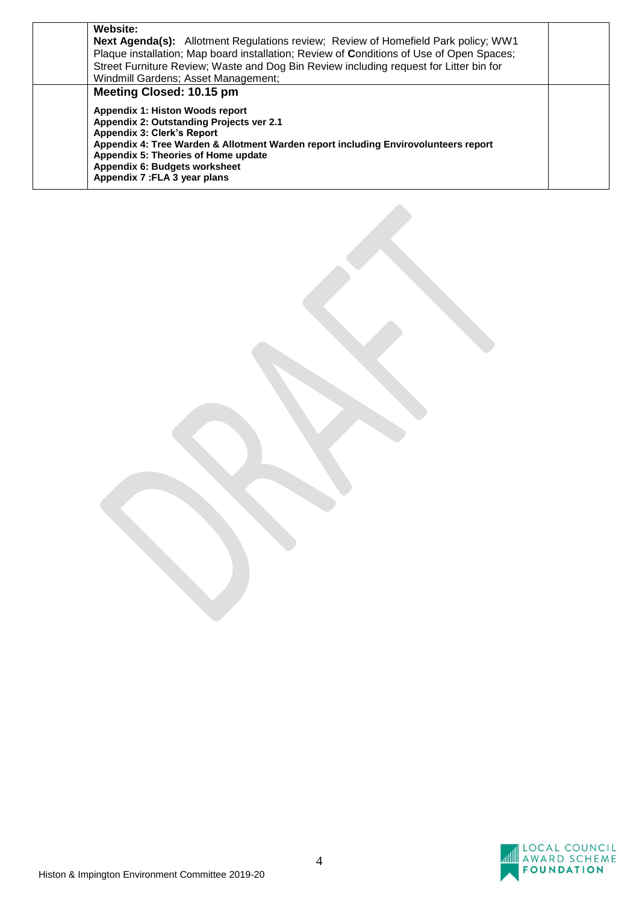| | | |
|---|---|---|
| | **Website:**<br>**Next Agenda(s):** Allotment Regulations review; Review of Homefield Park policy; WW1 Plaque installation; Map board installation; Review of **C**onditions of Use of Open Spaces; Street Furniture Review; Waste and Dog Bin Review including request for Litter bin for Windmill Gardens; Asset Management; | |
| | **Meeting Closed: 10.15 pm**<br><br>**Appendix 1: Histon Woods report**<br>**Appendix 2: Outstanding Projects ver 2.1**<br>**Appendix 3: Clerk's Report**<br>**Appendix 4: Tree Warden & Allotment Warden report including Envirovolunteers report**<br>**Appendix 5: Theories of Home update**<br>**Appendix 6: Budgets worksheet**<br>**Appendix 7 :FLA 3 year plans** | |

DRAFT